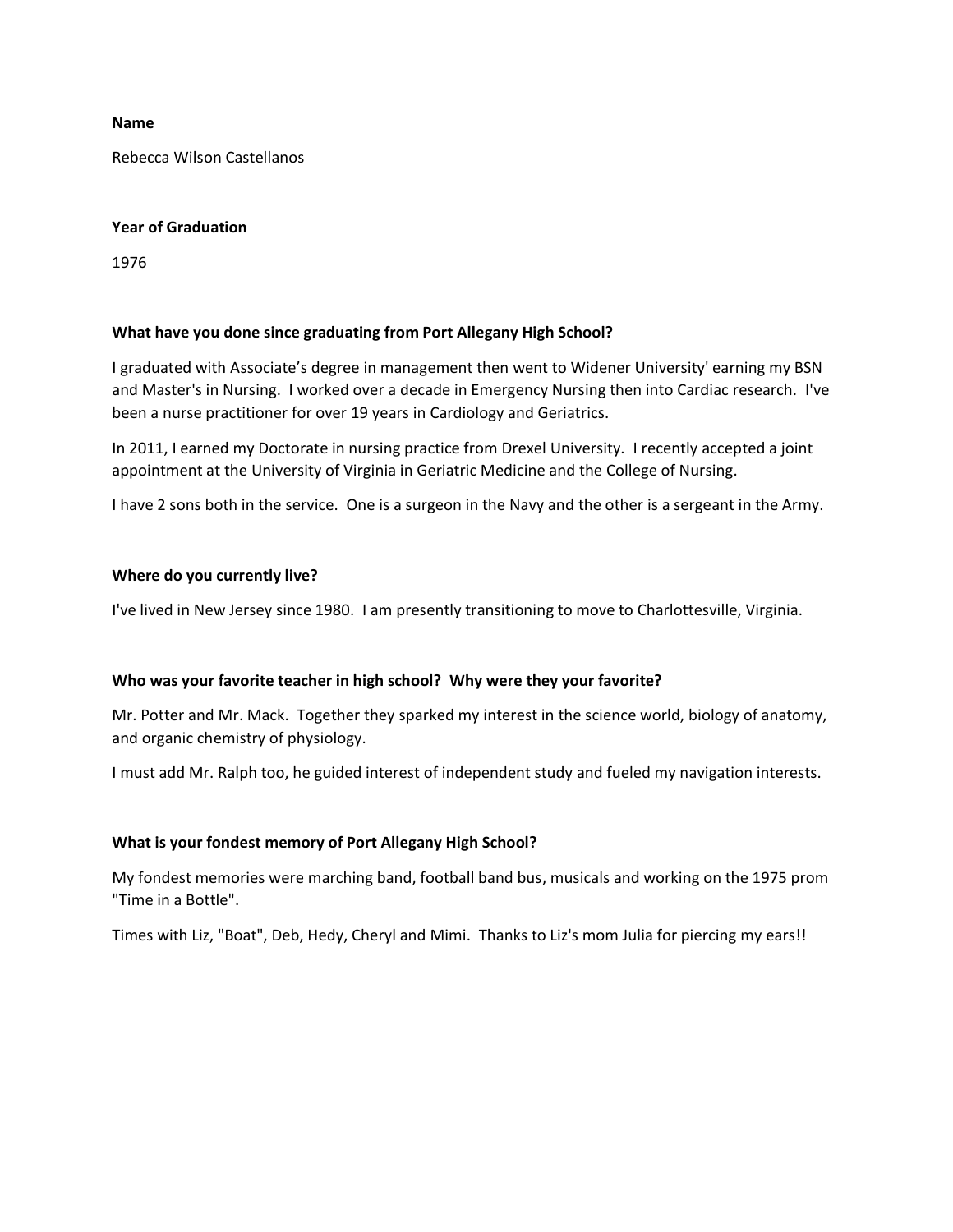**Name**

Rebecca Wilson Castellanos

**Year of Graduation**

1976

**What have you done since graduating from Port Allegany High School?**

I graduated with Associate's degree in management then went to Widener University' earning my BSN and Master's in Nursing. I worked over a decade in Emergency Nursing then into Cardiac research. I've been a nurse practitioner for over 19 years in Cardiology and Geriatrics.

In 2011, I earned my Doctorate in nursing practice from Drexel University. I recently accepted a joint appointment at the University of Virginia in Geriatric Medicine and the College of Nursing.

I have 2 sons both in the service. One is a surgeon in the Navy and the other is a sergeant in the Army.

**Where do you currently live?**

I've lived in New Jersey since 1980. I am presently transitioning to move to Charlottesville, Virginia.

**Who was your favorite teacher in high school? Why were they your favorite?**

Mr. Potter and Mr. Mack. Together they sparked my interest in the science world, biology of anatomy, and organic chemistry of physiology.

I must add Mr. Ralph too, he guided interest of independent study and fueled my navigation interests.

**What is your fondest memory of Port Allegany High School?**

My fondest memories were marching band, football band bus, musicals and working on the 1975 prom "Time in a Bottle".

Times with Liz, "Boat", Deb, Hedy, Cheryl and Mimi. Thanks to Liz's mom Julia for piercing my ears!!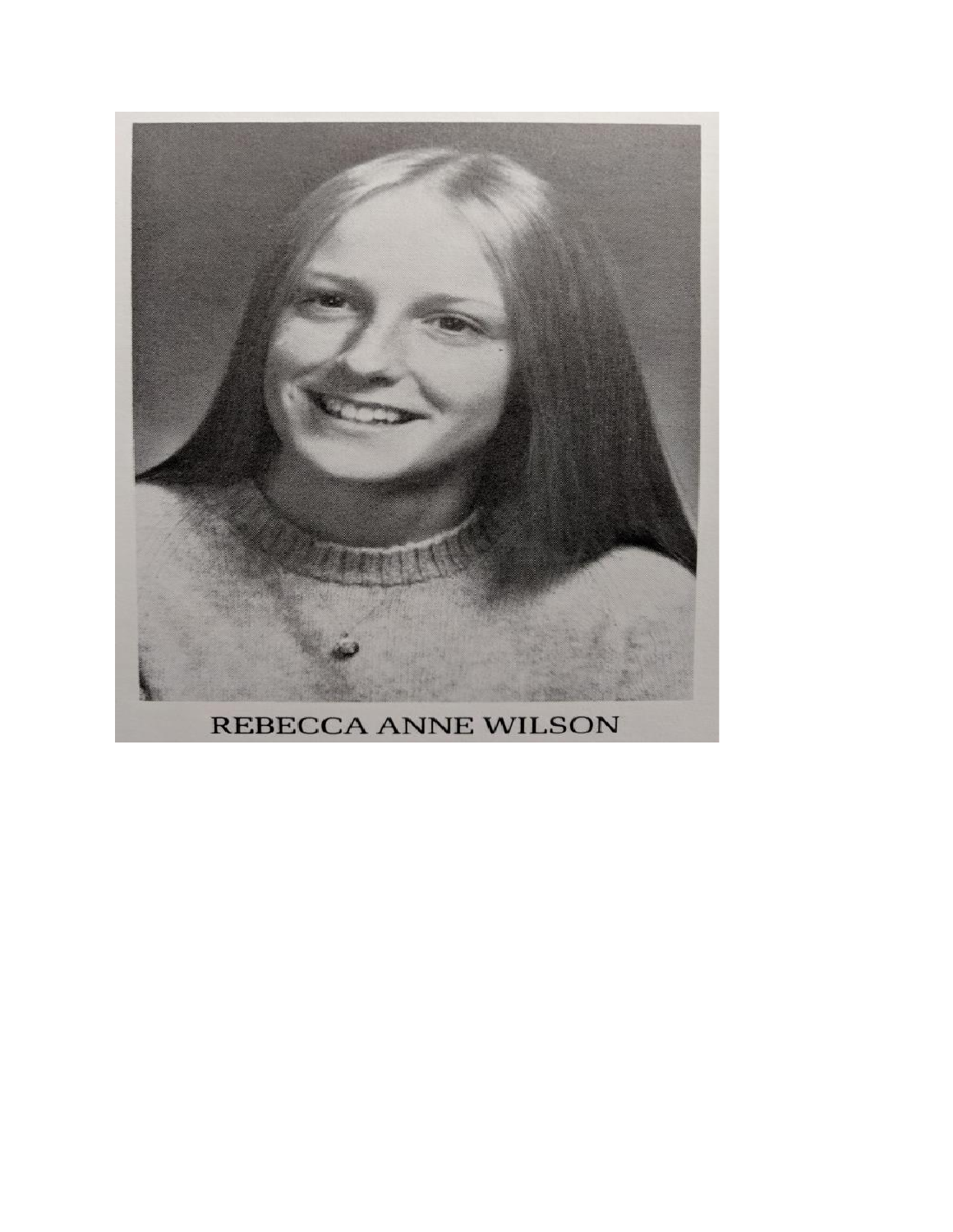REBECCA ANNE WILSON